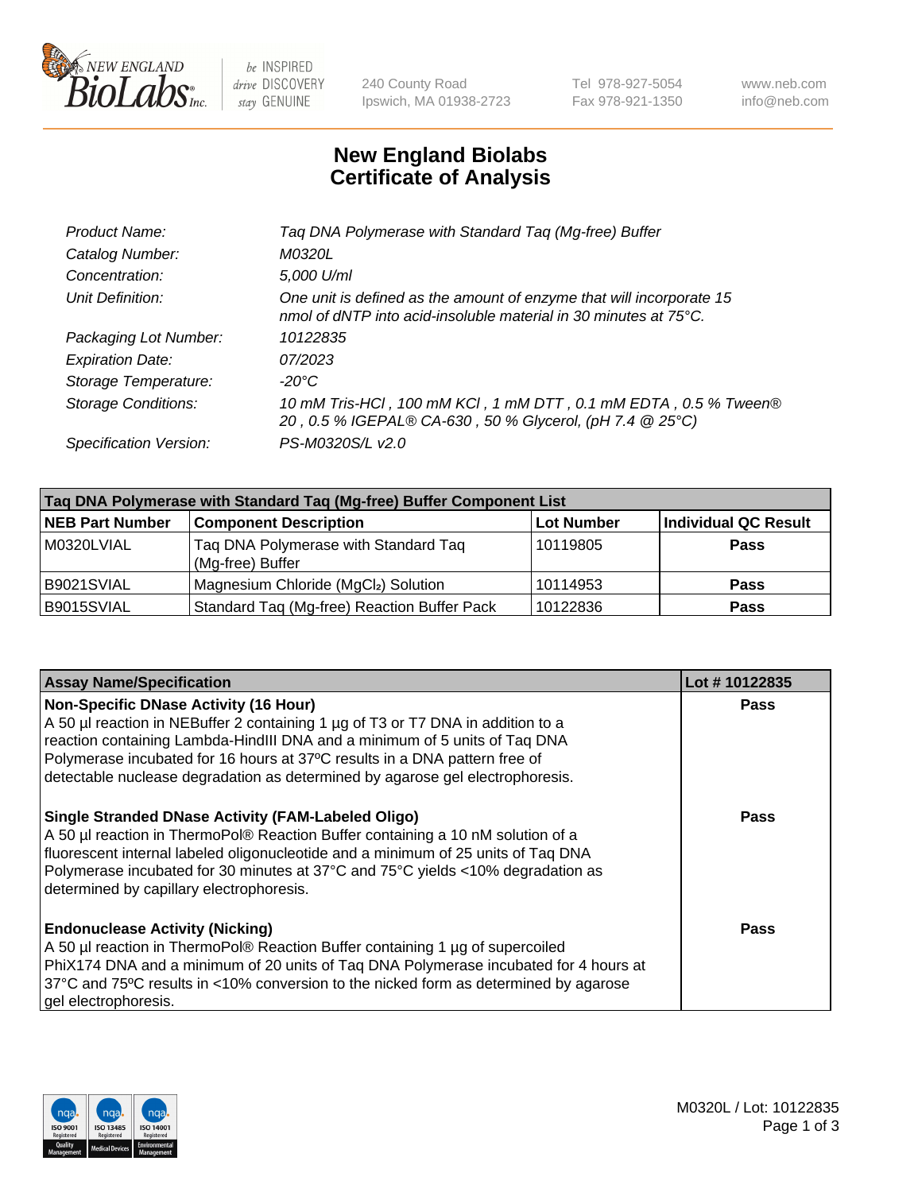New England BioLabs Inc. — be INSPIRED drive DISCOVERY stay GENUINE

240 County Road
Ipswich, MA 01938-2723

Tel 978-927-5054
Fax 978-921-1350

www.neb.com
info@neb.com

# New England Biolabs Certificate of Analysis

| | |
|---|---|
| *Product Name:* | *Taq DNA Polymerase with Standard Taq (Mg-free) Buffer* |
| *Catalog Number:* | *M0320L* |
| *Concentration:* | *5,000 U/ml* |
| *Unit Definition:* | *One unit is defined as the amount of enzyme that will incorporate 15 nmol of dNTP into acid-insoluble material in 30 minutes at 75°C.* |
| *Packaging Lot Number:* | *10122835* |
| *Expiration Date:* | *07/2023* |
| *Storage Temperature:* | *-20°C* |
| *Storage Conditions:* | *10 mM Tris-HCl , 100 mM KCl , 1 mM DTT , 0.1 mM EDTA , 0.5 % Tween® 20 , 0.5 % IGEPAL® CA-630 , 50 % Glycerol, (pH 7.4 @ 25°C)* |
| *Specification Version:* | *PS-M0320S/L v2.0* |

| Taq DNA Polymerase with Standard Taq (Mg-free) Buffer Component List | | | |
|---|---|---|---|
| **NEB Part Number** | **Component Description** | **Lot Number** | **Individual QC Result** |
| M0320LVIAL | Taq DNA Polymerase with Standard Taq (Mg-free) Buffer | 10119805 | **Pass** |
| B9021SVIAL | Magnesium Chloride ($MgCl_2$) Solution | 10114953 | **Pass** |
| B9015SVIAL | Standard Taq (Mg-free) Reaction Buffer Pack | 10122836 | **Pass** |

| Assay Name/Specification | Lot # 10122835 |
|---|---|
| **Non-Specific DNase Activity (16 Hour)**<br>A 50 µl reaction in NEBuffer 2 containing 1 µg of T3 or T7 DNA in addition to a reaction containing Lambda-HindIII DNA and a minimum of 5 units of Taq DNA Polymerase incubated for 16 hours at 37ºC results in a DNA pattern free of detectable nuclease degradation as determined by agarose gel electrophoresis. | **Pass** |
| **Single Stranded DNase Activity (FAM-Labeled Oligo)**<br>A 50 µl reaction in ThermoPol® Reaction Buffer containing a 10 nM solution of a fluorescent internal labeled oligonucleotide and a minimum of 25 units of Taq DNA Polymerase incubated for 30 minutes at 37°C and 75°C yields <10% degradation as determined by capillary electrophoresis. | **Pass** |
| **Endonuclease Activity (Nicking)**<br>A 50 µl reaction in ThermoPol® Reaction Buffer containing 1 µg of supercoiled PhiX174 DNA and a minimum of 20 units of Taq DNA Polymerase incubated for 4 hours at 37°C and 75ºC results in <10% conversion to the nicked form as determined by agarose gel electrophoresis. | **Pass** |

M0320L / Lot: 10122835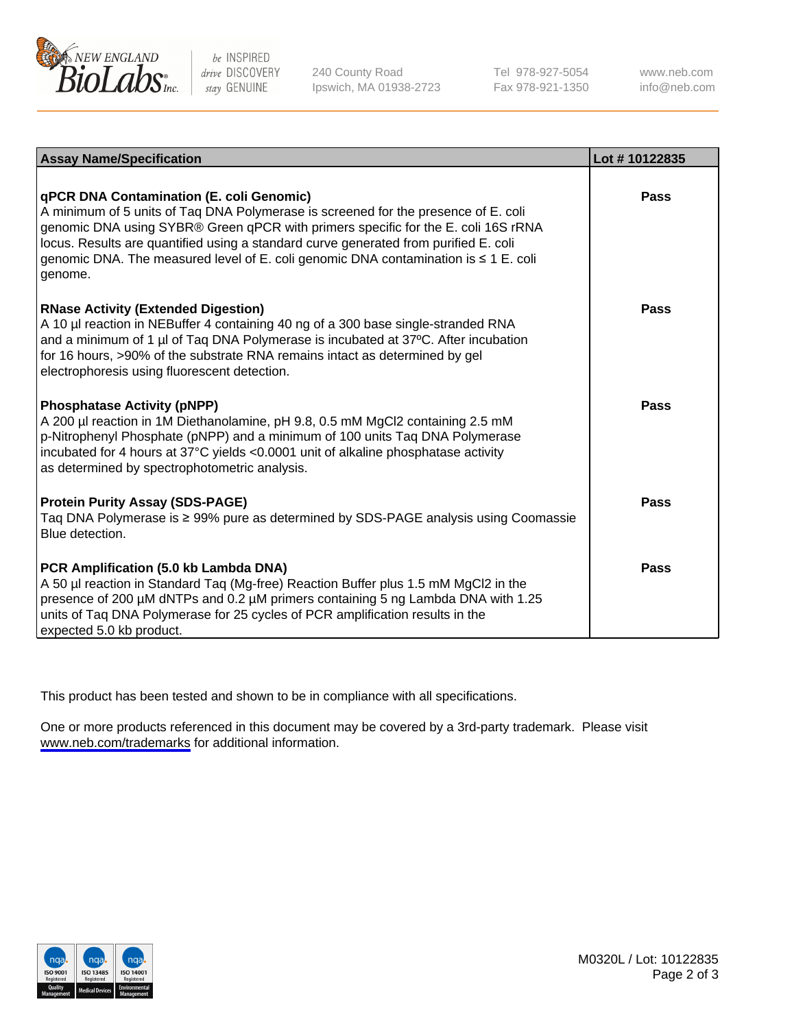| Assay Name/Specification | Lot # 10122835 |
|---|---|
| **qPCR DNA Contamination (E. coli Genomic)**<br>A minimum of 5 units of Taq DNA Polymerase is screened for the presence of E. coli genomic DNA using SYBR® Green qPCR with primers specific for the E. coli 16S rRNA locus. Results are quantified using a standard curve generated from purified E. coli genomic DNA. The measured level of E. coli genomic DNA contamination is ≤ 1 E. coli genome. | **Pass** |
| **RNase Activity (Extended Digestion)**<br>A 10 µl reaction in NEBuffer 4 containing 40 ng of a 300 base single-stranded RNA and a minimum of 1 µl of Taq DNA Polymerase is incubated at 37ºC. After incubation for 16 hours, >90% of the substrate RNA remains intact as determined by gel electrophoresis using fluorescent detection. | **Pass** |
| **Phosphatase Activity (pNPP)**<br>A 200 µl reaction in 1M Diethanolamine, pH 9.8, 0.5 mM $MgCl_2$ containing 2.5 mM p-Nitrophenyl Phosphate (pNPP) and a minimum of 100 units Taq DNA Polymerase incubated for 4 hours at 37°C yields <0.0001 unit of alkaline phosphatase activity as determined by spectrophotometric analysis. | **Pass** |
| **Protein Purity Assay (SDS-PAGE)**<br>Taq DNA Polymerase is ≥ 99% pure as determined by SDS-PAGE analysis using Coomassie Blue detection. | **Pass** |
| **PCR Amplification (5.0 kb Lambda DNA)**<br>A 50 µl reaction in Standard Taq (Mg-free) Reaction Buffer plus 1.5 mM $MgCl_2$ in the presence of 200 µM dNTPs and 0.2 µM primers containing 5 ng Lambda DNA with 1.25 units of Taq DNA Polymerase for 25 cycles of PCR amplification results in the expected 5.0 kb product. | **Pass** |

This product has been tested and shown to be in compliance with all specifications.

One or more products referenced in this document may be covered by a 3rd-party trademark. Please visit www.neb.com/trademarks for additional information.

M0320L / Lot: 10122835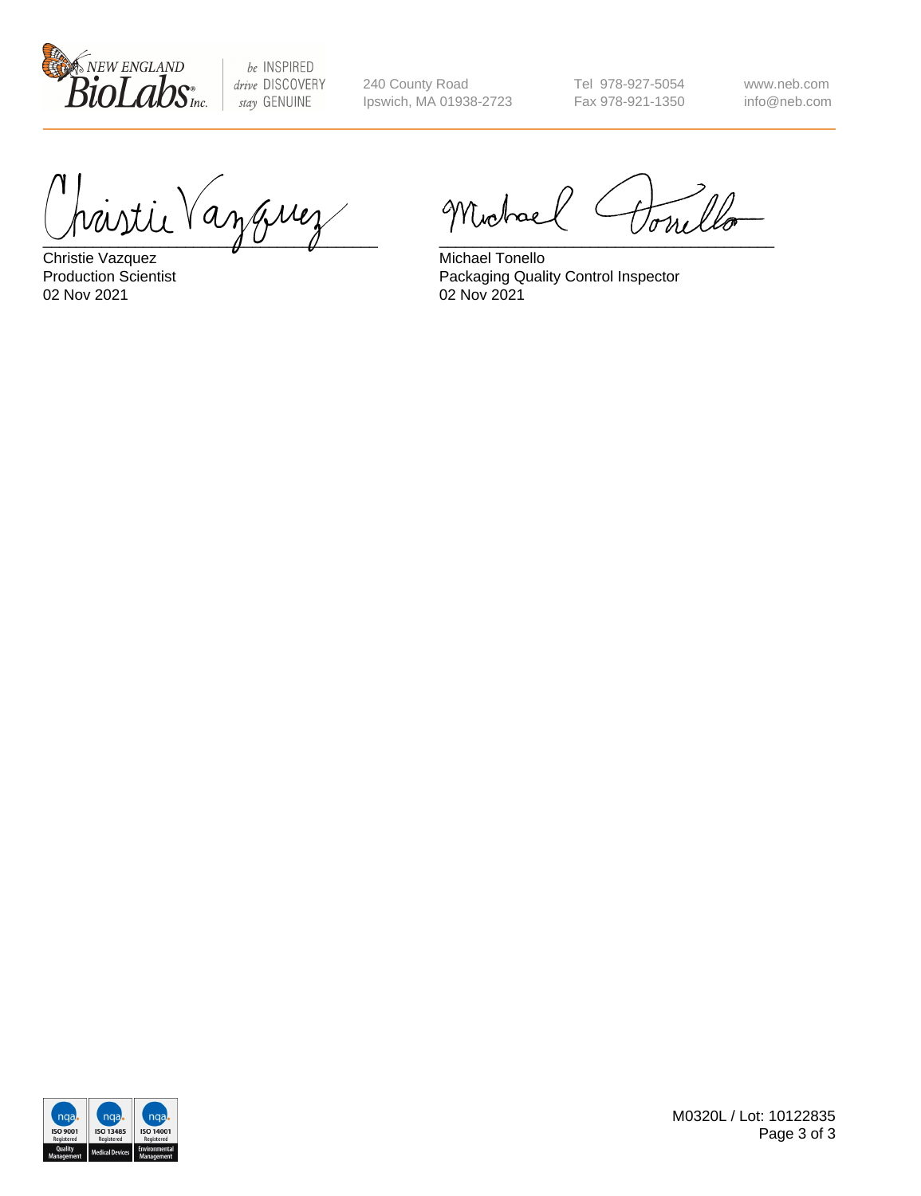240 County Road
Ipswich, MA 01938-2723

Tel 978-927-5054
Fax 978-921-1350

www.neb.com
info@neb.com

Christie Vazquez
Production Scientist
02 Nov 2021

Michael Tonello
Packaging Quality Control Inspector
02 Nov 2021

M0320L / Lot: 10122835